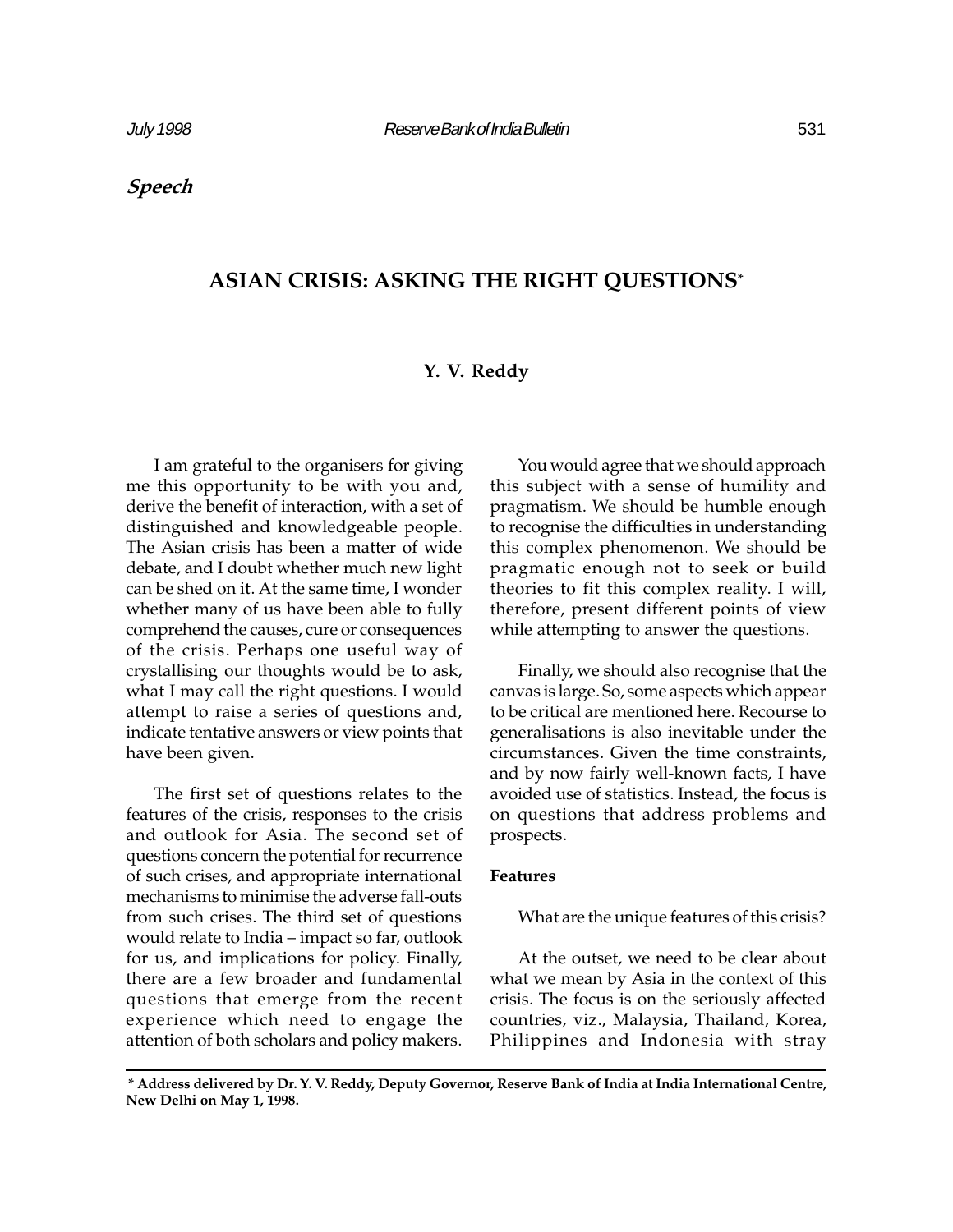*Speech*

# ASIAN CRISIS: ASKING THE RIGHT QUESTIONS*

**Y. V. Reddy**

I am grateful to the organisers for giving me this opportunity to be with you and, derive the benefit of interaction, with a set of distinguished and knowledgeable people. The Asian crisis has been a matter of wide debate, and I doubt whether much new light can be shed on it. At the same time, I wonder whether many of us have been able to fully comprehend the causes, cure or consequences of the crisis. Perhaps one useful way of crystallising our thoughts would be to ask, what I may call the right questions. I would attempt to raise a series of questions and, indicate tentative answers or view points that have been given.

The first set of questions relates to the features of the crisis, responses to the crisis and outlook for Asia. The second set of questions concern the potential for recurrence of such crises, and appropriate international mechanisms to minimise the adverse fall-outs from such crises. The third set of questions would relate to India – impact so far, outlook for us, and implications for policy. Finally, there are a few broader and fundamental questions that emerge from the recent experience which need to engage the attention of both scholars and policy makers.

You would agree that we should approach this subject with a sense of humility and pragmatism. We should be humble enough to recognise the difficulties in understanding this complex phenomenon. We should be pragmatic enough not to seek or build theories to fit this complex reality. I will, therefore, present different points of view while attempting to answer the questions.

Finally, we should also recognise that the canvas is large. So, some aspects which appear to be critical are mentioned here. Recourse to generalisations is also inevitable under the circumstances. Given the time constraints, and by now fairly well-known facts, I have avoided use of statistics. Instead, the focus is on questions that address problems and prospects.

**Features**

What are the unique features of this crisis?

At the outset, we need to be clear about what we mean by Asia in the context of this crisis. The focus is on the seriously affected countries, viz., Malaysia, Thailand, Korea, Philippines and Indonesia with stray

**\* Address delivered by Dr. Y. V. Reddy, Deputy Governor, Reserve Bank of India at India International Centre, New Delhi on May 1, 1998.**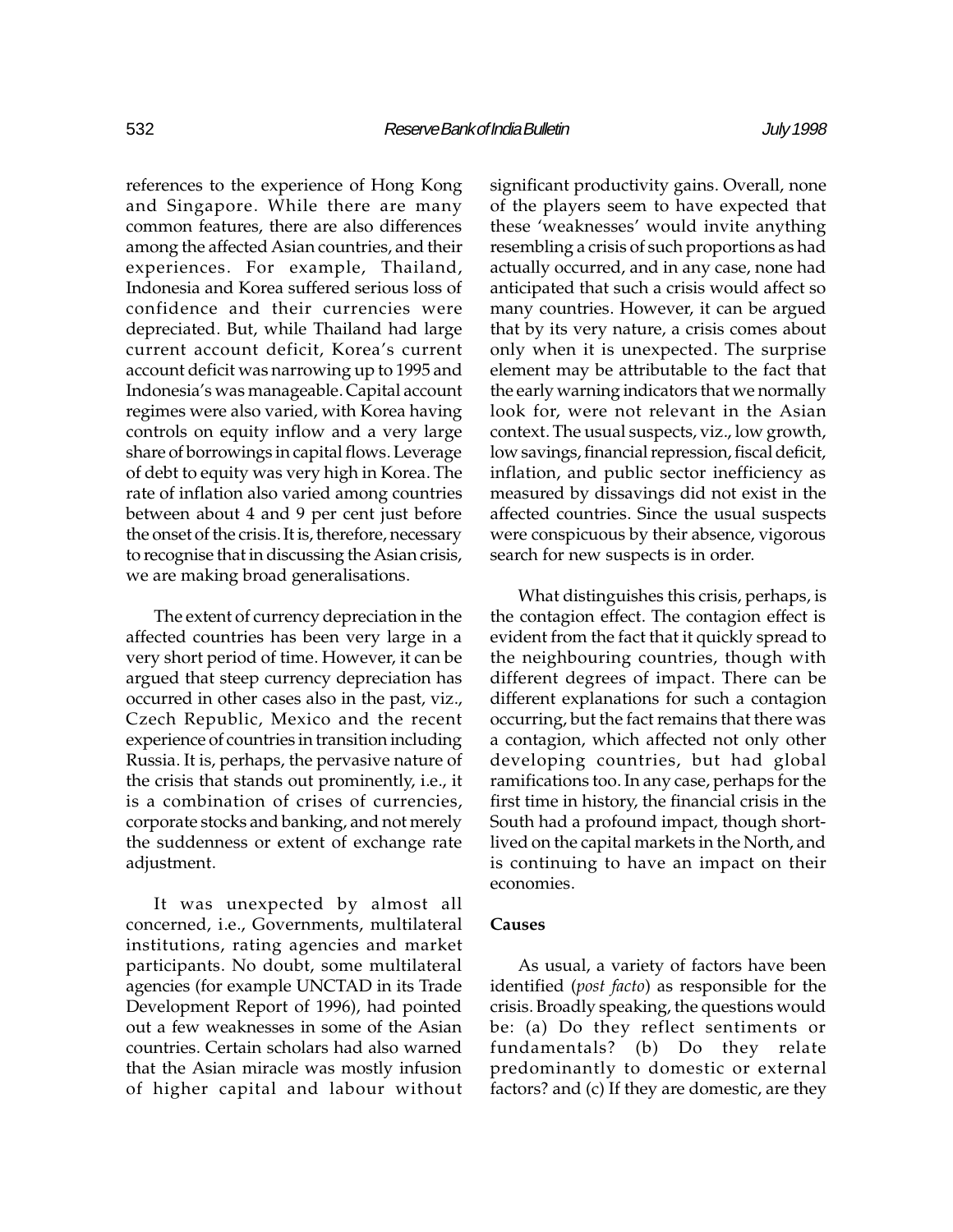references to the experience of Hong Kong and Singapore. While there are many common features, there are also differences among the affected Asian countries, and their experiences. For example, Thailand, Indonesia and Korea suffered serious loss of confidence and their currencies were depreciated. But, while Thailand had large current account deficit, Korea's current account deficit was narrowing up to 1995 and Indonesia's was manageable. Capital account regimes were also varied, with Korea having controls on equity inflow and a very large share of borrowings in capital flows. Leverage of debt to equity was very high in Korea. The rate of inflation also varied among countries between about 4 and 9 per cent just before the onset of the crisis. It is, therefore, necessary to recognise that in discussing the Asian crisis, we are making broad generalisations.

The extent of currency depreciation in the affected countries has been very large in a very short period of time. However, it can be argued that steep currency depreciation has occurred in other cases also in the past, viz., Czech Republic, Mexico and the recent experience of countries in transition including Russia. It is, perhaps, the pervasive nature of the crisis that stands out prominently, i.e., it is a combination of crises of currencies, corporate stocks and banking, and not merely the suddenness or extent of exchange rate adjustment.

It was unexpected by almost all concerned, i.e., Governments, multilateral institutions, rating agencies and market participants. No doubt, some multilateral agencies (for example UNCTAD in its Trade Development Report of 1996), had pointed out a few weaknesses in some of the Asian countries. Certain scholars had also warned that the Asian miracle was mostly infusion of higher capital and labour without significant productivity gains. Overall, none of the players seem to have expected that these 'weaknesses' would invite anything resembling a crisis of such proportions as had actually occurred, and in any case, none had anticipated that such a crisis would affect so many countries. However, it can be argued that by its very nature, a crisis comes about only when it is unexpected. The surprise element may be attributable to the fact that the early warning indicators that we normally look for, were not relevant in the Asian context. The usual suspects, viz., low growth, low savings, financial repression, fiscal deficit, inflation, and public sector inefficiency as measured by dissavings did not exist in the affected countries. Since the usual suspects were conspicuous by their absence, vigorous search for new suspects is in order.

What distinguishes this crisis, perhaps, is the contagion effect. The contagion effect is evident from the fact that it quickly spread to the neighbouring countries, though with different degrees of impact. There can be different explanations for such a contagion occurring, but the fact remains that there was a contagion, which affected not only other developing countries, but had global ramifications too. In any case, perhaps for the first time in history, the financial crisis in the South had a profound impact, though short-lived on the capital markets in the North, and is continuing to have an impact on their economies.

### Causes

As usual, a variety of factors have been identified (*post facto*) as responsible for the crisis. Broadly speaking, the questions would be: (a) Do they reflect sentiments or fundamentals? (b) Do they relate predominantly to domestic or external factors? and (c) If they are domestic, are they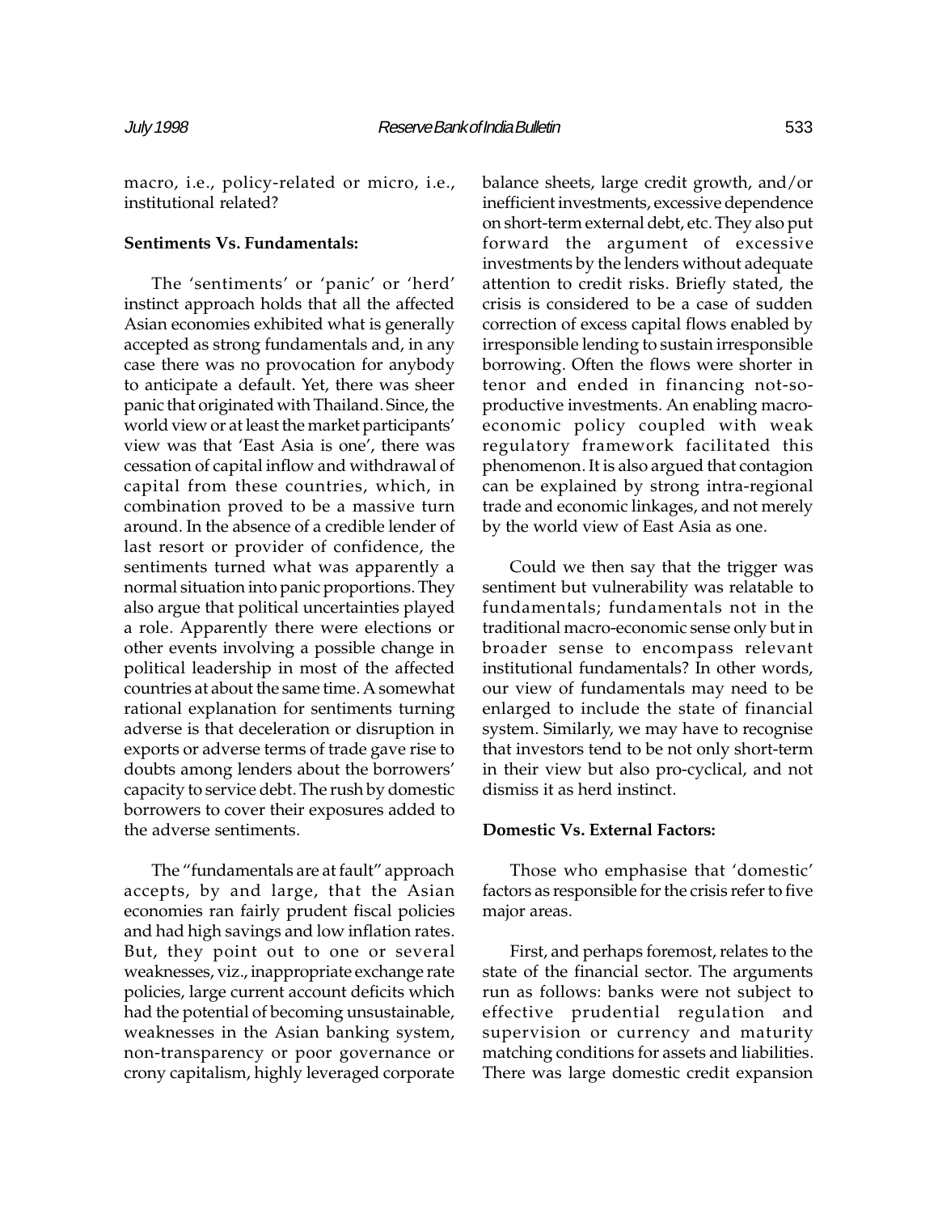macro, i.e., policy-related or micro, i.e., institutional related?

**Sentiments Vs. Fundamentals:**

The 'sentiments' or 'panic' or 'herd' instinct approach holds that all the affected Asian economies exhibited what is generally accepted as strong fundamentals and, in any case there was no provocation for anybody to anticipate a default. Yet, there was sheer panic that originated with Thailand. Since, the world view or at least the market participants' view was that 'East Asia is one', there was cessation of capital inflow and withdrawal of capital from these countries, which, in combination proved to be a massive turn around. In the absence of a credible lender of last resort or provider of confidence, the sentiments turned what was apparently a normal situation into panic proportions. They also argue that political uncertainties played a role. Apparently there were elections or other events involving a possible change in political leadership in most of the affected countries at about the same time. A somewhat rational explanation for sentiments turning adverse is that deceleration or disruption in exports or adverse terms of trade gave rise to doubts among lenders about the borrowers' capacity to service debt. The rush by domestic borrowers to cover their exposures added to the adverse sentiments.

The "fundamentals are at fault" approach accepts, by and large, that the Asian economies ran fairly prudent fiscal policies and had high savings and low inflation rates. But, they point out to one or several weaknesses, viz., inappropriate exchange rate policies, large current account deficits which had the potential of becoming unsustainable, weaknesses in the Asian banking system, non-transparency or poor governance or crony capitalism, highly leveraged corporate balance sheets, large credit growth, and/or inefficient investments, excessive dependence on short-term external debt, etc. They also put forward the argument of excessive investments by the lenders without adequate attention to credit risks. Briefly stated, the crisis is considered to be a case of sudden correction of excess capital flows enabled by irresponsible lending to sustain irresponsible borrowing. Often the flows were shorter in tenor and ended in financing not-so-productive investments. An enabling macro-economic policy coupled with weak regulatory framework facilitated this phenomenon. It is also argued that contagion can be explained by strong intra-regional trade and economic linkages, and not merely by the world view of East Asia as one.

Could we then say that the trigger was sentiment but vulnerability was relatable to fundamentals; fundamentals not in the traditional macro-economic sense only but in broader sense to encompass relevant institutional fundamentals? In other words, our view of fundamentals may need to be enlarged to include the state of financial system. Similarly, we may have to recognise that investors tend to be not only short-term in their view but also pro-cyclical, and not dismiss it as herd instinct.

**Domestic Vs. External Factors:**

Those who emphasise that 'domestic' factors as responsible for the crisis refer to five major areas.

First, and perhaps foremost, relates to the state of the financial sector. The arguments run as follows: banks were not subject to effective prudential regulation and supervision or currency and maturity matching conditions for assets and liabilities. There was large domestic credit expansion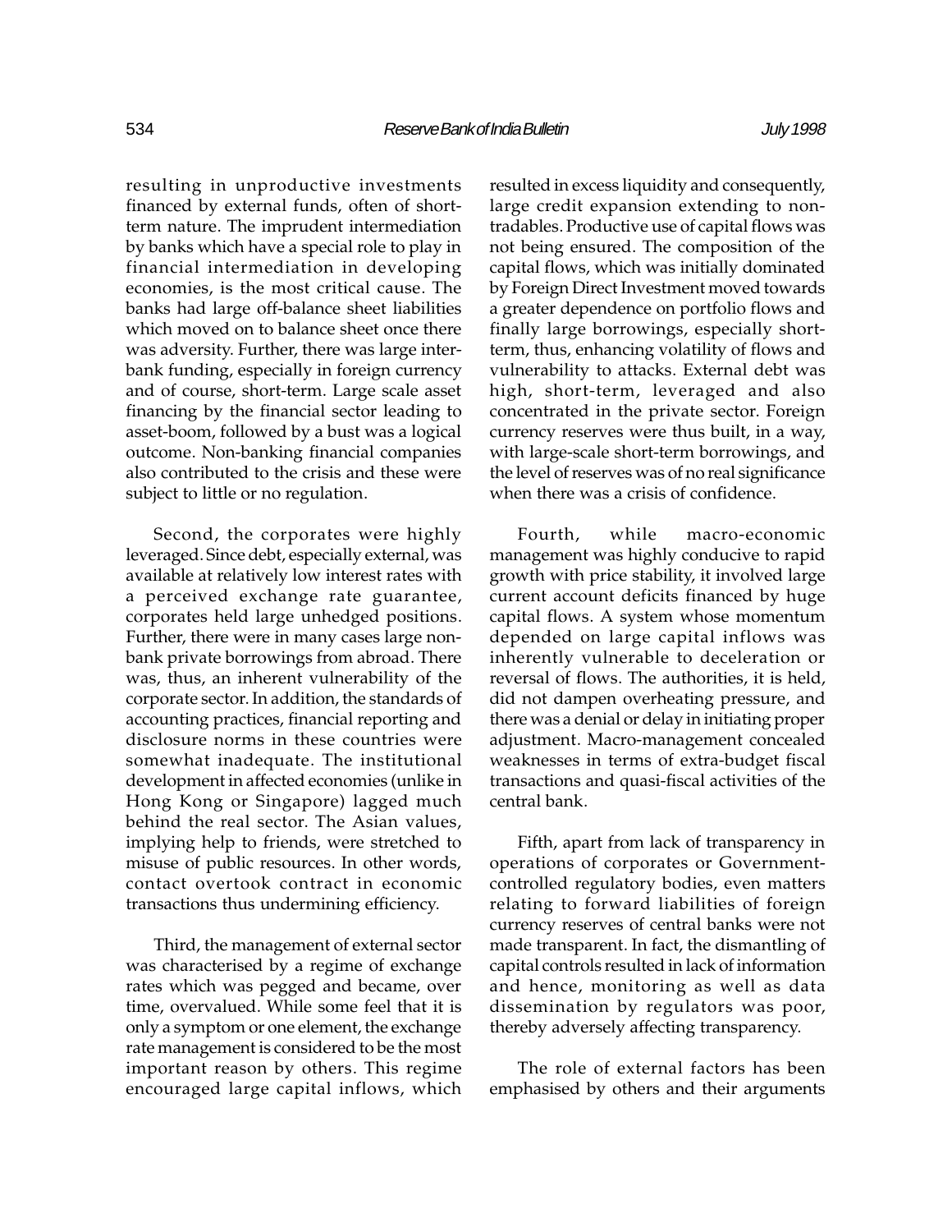resulting in unproductive investments financed by external funds, often of short-term nature. The imprudent intermediation by banks which have a special role to play in financial intermediation in developing economies, is the most critical cause. The banks had large off-balance sheet liabilities which moved on to balance sheet once there was adversity. Further, there was large inter-bank funding, especially in foreign currency and of course, short-term. Large scale asset financing by the financial sector leading to asset-boom, followed by a bust was a logical outcome. Non-banking financial companies also contributed to the crisis and these were subject to little or no regulation.

Second, the corporates were highly leveraged. Since debt, especially external, was available at relatively low interest rates with a perceived exchange rate guarantee, corporates held large unhedged positions. Further, there were in many cases large non-bank private borrowings from abroad. There was, thus, an inherent vulnerability of the corporate sector. In addition, the standards of accounting practices, financial reporting and disclosure norms in these countries were somewhat inadequate. The institutional development in affected economies (unlike in Hong Kong or Singapore) lagged much behind the real sector. The Asian values, implying help to friends, were stretched to misuse of public resources. In other words, contact overtook contract in economic transactions thus undermining efficiency.

Third, the management of external sector was characterised by a regime of exchange rates which was pegged and became, over time, overvalued. While some feel that it is only a symptom or one element, the exchange rate management is considered to be the most important reason by others. This regime encouraged large capital inflows, which resulted in excess liquidity and consequently, large credit expansion extending to non-tradables. Productive use of capital flows was not being ensured. The composition of the capital flows, which was initially dominated by Foreign Direct Investment moved towards a greater dependence on portfolio flows and finally large borrowings, especially short-term, thus, enhancing volatility of flows and vulnerability to attacks. External debt was high, short-term, leveraged and also concentrated in the private sector. Foreign currency reserves were thus built, in a way, with large-scale short-term borrowings, and the level of reserves was of no real significance when there was a crisis of confidence.

Fourth, while macro-economic management was highly conducive to rapid growth with price stability, it involved large current account deficits financed by huge capital flows. A system whose momentum depended on large capital inflows was inherently vulnerable to deceleration or reversal of flows. The authorities, it is held, did not dampen overheating pressure, and there was a denial or delay in initiating proper adjustment. Macro-management concealed weaknesses in terms of extra-budget fiscal transactions and quasi-fiscal activities of the central bank.

Fifth, apart from lack of transparency in operations of corporates or Government-controlled regulatory bodies, even matters relating to forward liabilities of foreign currency reserves of central banks were not made transparent. In fact, the dismantling of capital controls resulted in lack of information and hence, monitoring as well as data dissemination by regulators was poor, thereby adversely affecting transparency.

The role of external factors has been emphasised by others and their arguments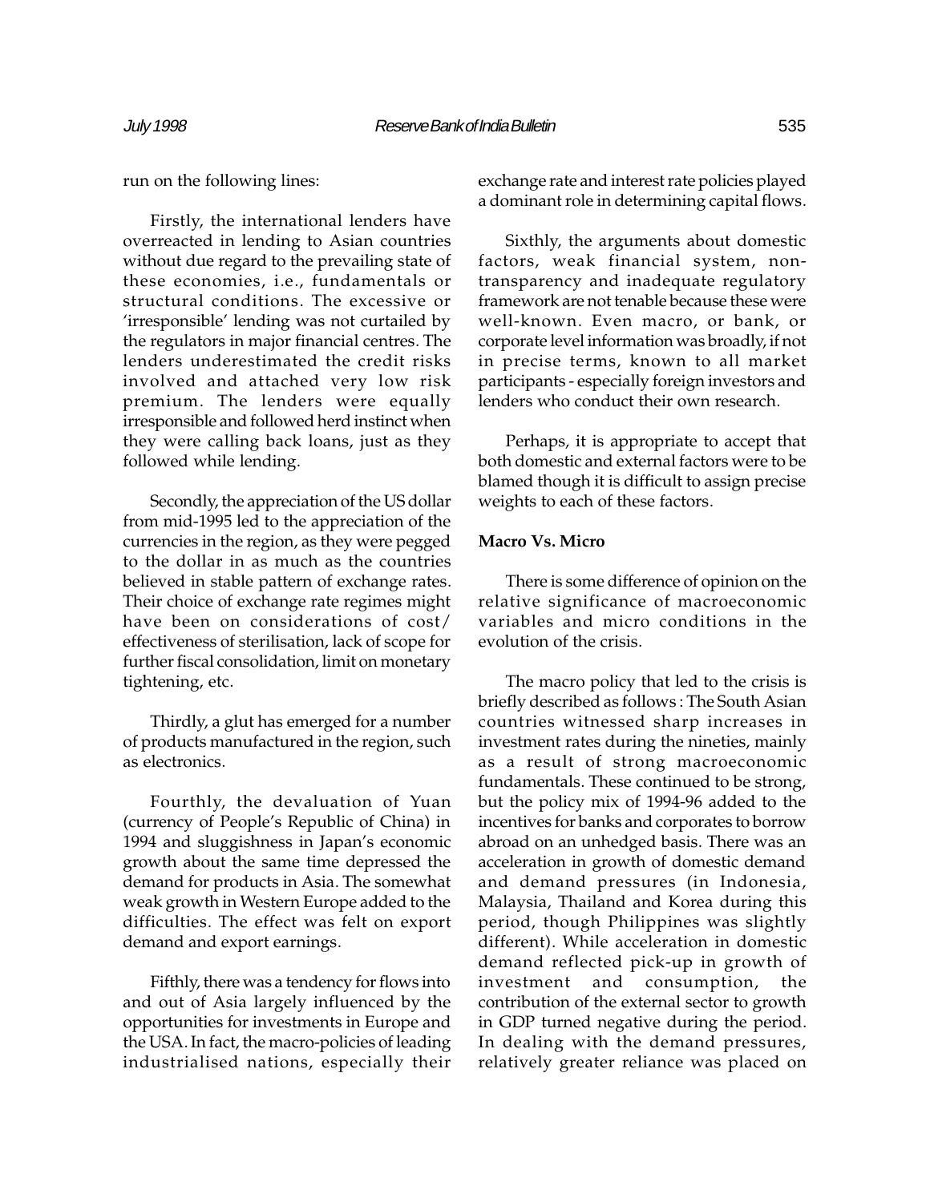run on the following lines:

Firstly, the international lenders have overreacted in lending to Asian countries without due regard to the prevailing state of these economies, i.e., fundamentals or structural conditions. The excessive or 'irresponsible' lending was not curtailed by the regulators in major financial centres. The lenders underestimated the credit risks involved and attached very low risk premium. The lenders were equally irresponsible and followed herd instinct when they were calling back loans, just as they followed while lending.

Secondly, the appreciation of the US dollar from mid-1995 led to the appreciation of the currencies in the region, as they were pegged to the dollar in as much as the countries believed in stable pattern of exchange rates. Their choice of exchange rate regimes might have been on considerations of cost/ effectiveness of sterilisation, lack of scope for further fiscal consolidation, limit on monetary tightening, etc.

Thirdly, a glut has emerged for a number of products manufactured in the region, such as electronics.

Fourthly, the devaluation of Yuan (currency of People's Republic of China) in 1994 and sluggishness in Japan's economic growth about the same time depressed the demand for products in Asia. The somewhat weak growth in Western Europe added to the difficulties. The effect was felt on export demand and export earnings.

Fifthly, there was a tendency for flows into and out of Asia largely influenced by the opportunities for investments in Europe and the USA. In fact, the macro-policies of leading industrialised nations, especially their exchange rate and interest rate policies played a dominant role in determining capital flows.

Sixthly, the arguments about domestic factors, weak financial system, non-transparency and inadequate regulatory framework are not tenable because these were well-known. Even macro, or bank, or corporate level information was broadly, if not in precise terms, known to all market participants - especially foreign investors and lenders who conduct their own research.

Perhaps, it is appropriate to accept that both domestic and external factors were to be blamed though it is difficult to assign precise weights to each of these factors.

**Macro Vs. Micro**

There is some difference of opinion on the relative significance of macroeconomic variables and micro conditions in the evolution of the crisis.

The macro policy that led to the crisis is briefly described as follows : The South Asian countries witnessed sharp increases in investment rates during the nineties, mainly as a result of strong macroeconomic fundamentals. These continued to be strong, but the policy mix of 1994-96 added to the incentives for banks and corporates to borrow abroad on an unhedged basis. There was an acceleration in growth of domestic demand and demand pressures (in Indonesia, Malaysia, Thailand and Korea during this period, though Philippines was slightly different). While acceleration in domestic demand reflected pick-up in growth of investment and consumption, the contribution of the external sector to growth in GDP turned negative during the period. In dealing with the demand pressures, relatively greater reliance was placed on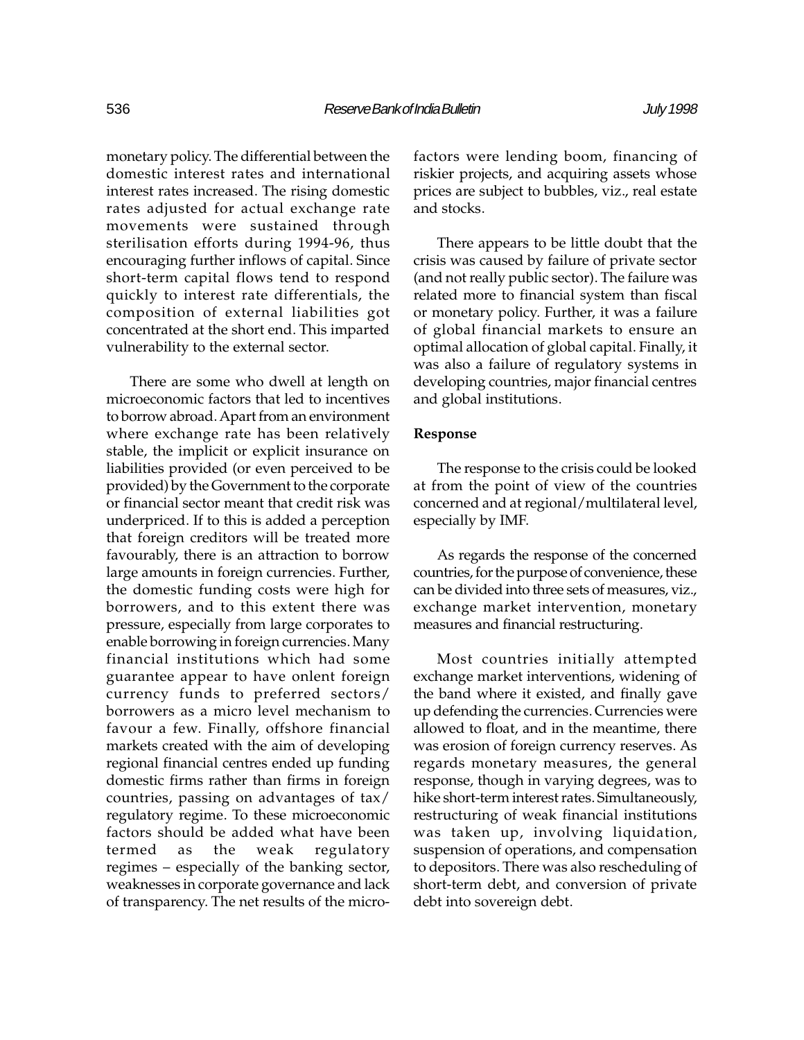monetary policy. The differential between the domestic interest rates and international interest rates increased. The rising domestic rates adjusted for actual exchange rate movements were sustained through sterilisation efforts during 1994-96, thus encouraging further inflows of capital. Since short-term capital flows tend to respond quickly to interest rate differentials, the composition of external liabilities got concentrated at the short end. This imparted vulnerability to the external sector.

There are some who dwell at length on microeconomic factors that led to incentives to borrow abroad. Apart from an environment where exchange rate has been relatively stable, the implicit or explicit insurance on liabilities provided (or even perceived to be provided) by the Government to the corporate or financial sector meant that credit risk was underpriced. If to this is added a perception that foreign creditors will be treated more favourably, there is an attraction to borrow large amounts in foreign currencies. Further, the domestic funding costs were high for borrowers, and to this extent there was pressure, especially from large corporates to enable borrowing in foreign currencies. Many financial institutions which had some guarantee appear to have onlent foreign currency funds to preferred sectors/ borrowers as a micro level mechanism to favour a few. Finally, offshore financial markets created with the aim of developing regional financial centres ended up funding domestic firms rather than firms in foreign countries, passing on advantages of tax/ regulatory regime. To these microeconomic factors should be added what have been termed as the weak regulatory regimes – especially of the banking sector, weaknesses in corporate governance and lack of transparency. The net results of the micro-factors were lending boom, financing of riskier projects, and acquiring assets whose prices are subject to bubbles, viz., real estate and stocks.

There appears to be little doubt that the crisis was caused by failure of private sector (and not really public sector). The failure was related more to financial system than fiscal or monetary policy. Further, it was a failure of global financial markets to ensure an optimal allocation of global capital. Finally, it was also a failure of regulatory systems in developing countries, major financial centres and global institutions.

**Response**

The response to the crisis could be looked at from the point of view of the countries concerned and at regional/multilateral level, especially by IMF.

As regards the response of the concerned countries, for the purpose of convenience, these can be divided into three sets of measures, viz., exchange market intervention, monetary measures and financial restructuring.

Most countries initially attempted exchange market interventions, widening of the band where it existed, and finally gave up defending the currencies. Currencies were allowed to float, and in the meantime, there was erosion of foreign currency reserves. As regards monetary measures, the general response, though in varying degrees, was to hike short-term interest rates. Simultaneously, restructuring of weak financial institutions was taken up, involving liquidation, suspension of operations, and compensation to depositors. There was also rescheduling of short-term debt, and conversion of private debt into sovereign debt.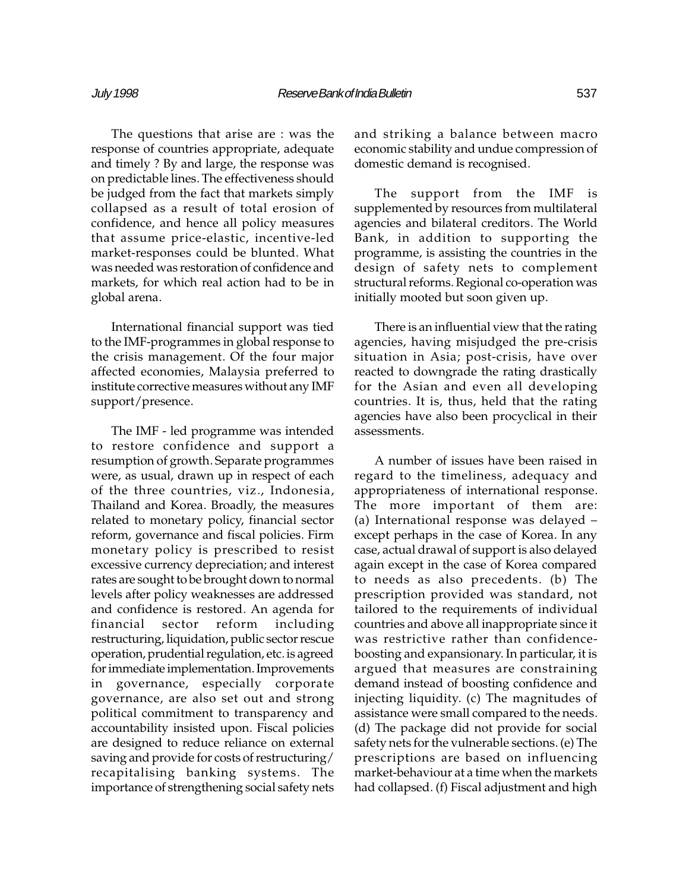The questions that arise are : was the response of countries appropriate, adequate and timely ? By and large, the response was on predictable lines. The effectiveness should be judged from the fact that markets simply collapsed as a result of total erosion of confidence, and hence all policy measures that assume price-elastic, incentive-led market-responses could be blunted. What was needed was restoration of confidence and markets, for which real action had to be in global arena.

International financial support was tied to the IMF-programmes in global response to the crisis management. Of the four major affected economies, Malaysia preferred to institute corrective measures without any IMF support/presence.

The IMF - led programme was intended to restore confidence and support a resumption of growth. Separate programmes were, as usual, drawn up in respect of each of the three countries, viz., Indonesia, Thailand and Korea. Broadly, the measures related to monetary policy, financial sector reform, governance and fiscal policies. Firm monetary policy is prescribed to resist excessive currency depreciation; and interest rates are sought to be brought down to normal levels after policy weaknesses are addressed and confidence is restored. An agenda for financial sector reform including restructuring, liquidation, public sector rescue operation, prudential regulation, etc. is agreed for immediate implementation. Improvements in governance, especially corporate governance, are also set out and strong political commitment to transparency and accountability insisted upon. Fiscal policies are designed to reduce reliance on external saving and provide for costs of restructuring/ recapitalising banking systems. The importance of strengthening social safety nets and striking a balance between macro economic stability and undue compression of domestic demand is recognised.

The support from the IMF is supplemented by resources from multilateral agencies and bilateral creditors. The World Bank, in addition to supporting the programme, is assisting the countries in the design of safety nets to complement structural reforms. Regional co-operation was initially mooted but soon given up.

There is an influential view that the rating agencies, having misjudged the pre-crisis situation in Asia; post-crisis, have over reacted to downgrade the rating drastically for the Asian and even all developing countries. It is, thus, held that the rating agencies have also been procyclical in their assessments.

A number of issues have been raised in regard to the timeliness, adequacy and appropriateness of international response. The more important of them are: (a) International response was delayed – except perhaps in the case of Korea. In any case, actual drawal of support is also delayed again except in the case of Korea compared to needs as also precedents. (b) The prescription provided was standard, not tailored to the requirements of individual countries and above all inappropriate since it was restrictive rather than confidence-boosting and expansionary. In particular, it is argued that measures are constraining demand instead of boosting confidence and injecting liquidity. (c) The magnitudes of assistance were small compared to the needs. (d) The package did not provide for social safety nets for the vulnerable sections. (e) The prescriptions are based on influencing market-behaviour at a time when the markets had collapsed. (f) Fiscal adjustment and high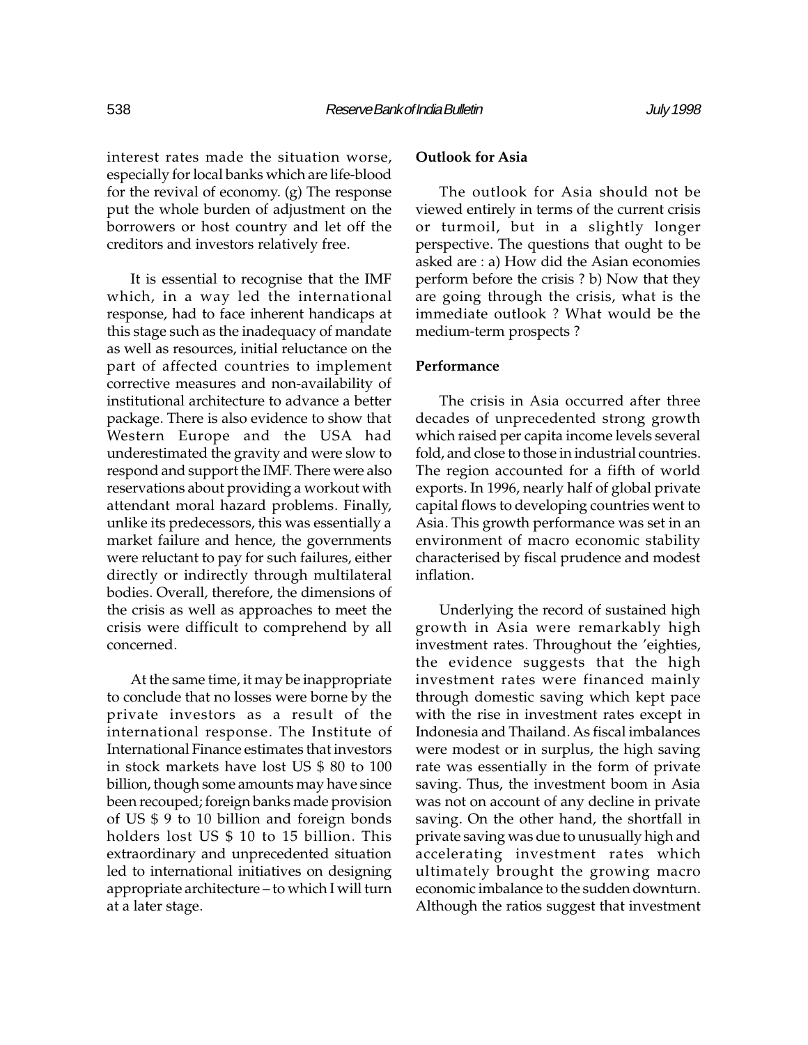interest rates made the situation worse, especially for local banks which are life-blood for the revival of economy. (g) The response put the whole burden of adjustment on the borrowers or host country and let off the creditors and investors relatively free.

It is essential to recognise that the IMF which, in a way led the international response, had to face inherent handicaps at this stage such as the inadequacy of mandate as well as resources, initial reluctance on the part of affected countries to implement corrective measures and non-availability of institutional architecture to advance a better package. There is also evidence to show that Western Europe and the USA had underestimated the gravity and were slow to respond and support the IMF. There were also reservations about providing a workout with attendant moral hazard problems. Finally, unlike its predecessors, this was essentially a market failure and hence, the governments were reluctant to pay for such failures, either directly or indirectly through multilateral bodies. Overall, therefore, the dimensions of the crisis as well as approaches to meet the crisis were difficult to comprehend by all concerned.

At the same time, it may be inappropriate to conclude that no losses were borne by the private investors as a result of the international response. The Institute of International Finance estimates that investors in stock markets have lost US $ 80 to 100 billion, though some amounts may have since been recouped; foreign banks made provision of US $ 9 to 10 billion and foreign bonds holders lost US $ 10 to 15 billion. This extraordinary and unprecedented situation led to international initiatives on designing appropriate architecture – to which I will turn at a later stage.

**Outlook for Asia**

The outlook for Asia should not be viewed entirely in terms of the current crisis or turmoil, but in a slightly longer perspective. The questions that ought to be asked are : a) How did the Asian economies perform before the crisis ? b) Now that they are going through the crisis, what is the immediate outlook ? What would be the medium-term prospects ?

**Performance**

The crisis in Asia occurred after three decades of unprecedented strong growth which raised per capita income levels several fold, and close to those in industrial countries. The region accounted for a fifth of world exports. In 1996, nearly half of global private capital flows to developing countries went to Asia. This growth performance was set in an environment of macro economic stability characterised by fiscal prudence and modest inflation.

Underlying the record of sustained high growth in Asia were remarkably high investment rates. Throughout the 'eighties, the evidence suggests that the high investment rates were financed mainly through domestic saving which kept pace with the rise in investment rates except in Indonesia and Thailand. As fiscal imbalances were modest or in surplus, the high saving rate was essentially in the form of private saving. Thus, the investment boom in Asia was not on account of any decline in private saving. On the other hand, the shortfall in private saving was due to unusually high and accelerating investment rates which ultimately brought the growing macro economic imbalance to the sudden downturn. Although the ratios suggest that investment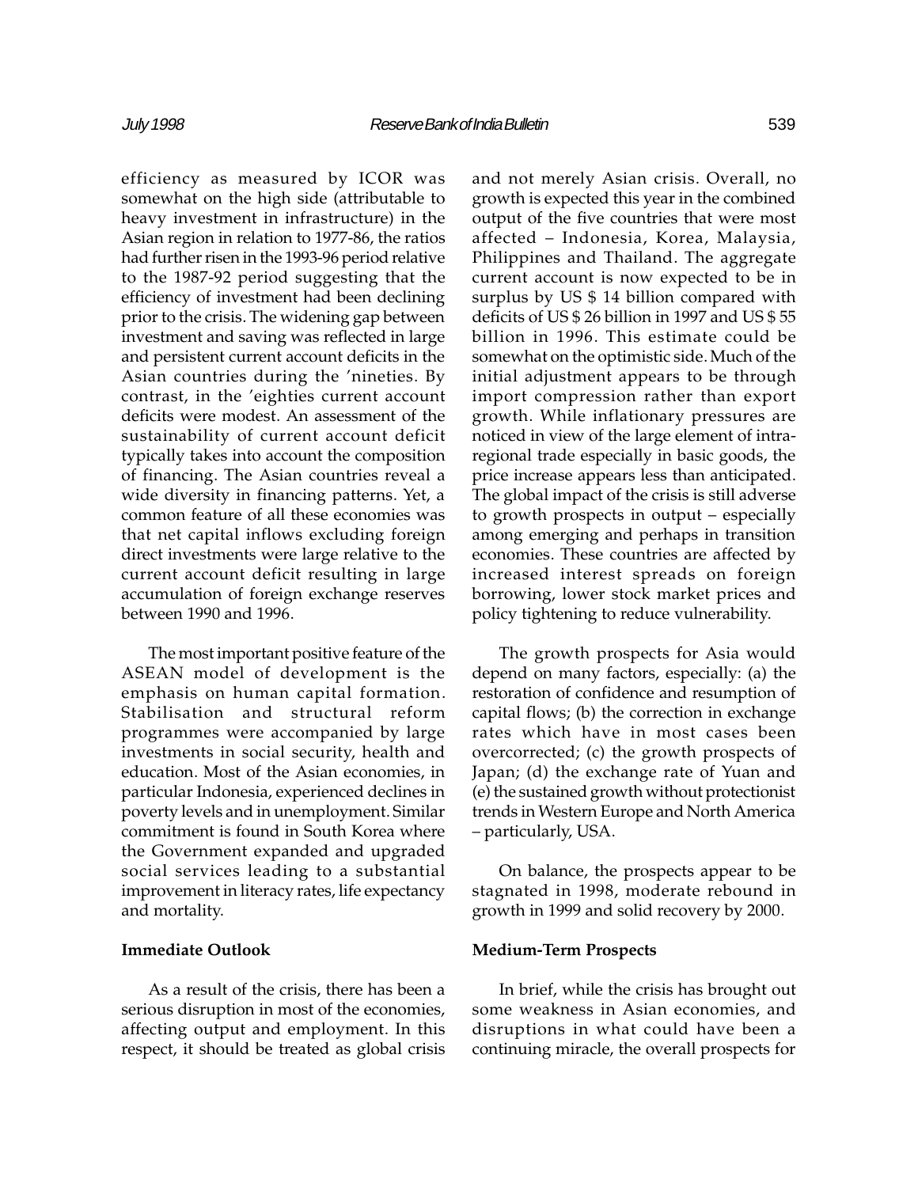efficiency as measured by ICOR was somewhat on the high side (attributable to heavy investment in infrastructure) in the Asian region in relation to 1977-86, the ratios had further risen in the 1993-96 period relative to the 1987-92 period suggesting that the efficiency of investment had been declining prior to the crisis. The widening gap between investment and saving was reflected in large and persistent current account deficits in the Asian countries during the 'nineties. By contrast, in the 'eighties current account deficits were modest. An assessment of the sustainability of current account deficit typically takes into account the composition of financing. The Asian countries reveal a wide diversity in financing patterns. Yet, a common feature of all these economies was that net capital inflows excluding foreign direct investments were large relative to the current account deficit resulting in large accumulation of foreign exchange reserves between 1990 and 1996.

The most important positive feature of the ASEAN model of development is the emphasis on human capital formation. Stabilisation and structural reform programmes were accompanied by large investments in social security, health and education. Most of the Asian economies, in particular Indonesia, experienced declines in poverty levels and in unemployment. Similar commitment is found in South Korea where the Government expanded and upgraded social services leading to a substantial improvement in literacy rates, life expectancy and mortality.

**Immediate Outlook**

As a result of the crisis, there has been a serious disruption in most of the economies, affecting output and employment. In this respect, it should be treated as global crisis and not merely Asian crisis. Overall, no growth is expected this year in the combined output of the five countries that were most affected – Indonesia, Korea, Malaysia, Philippines and Thailand. The aggregate current account is now expected to be in surplus by US $ 14 billion compared with deficits of US $ 26 billion in 1997 and US $ 55 billion in 1996. This estimate could be somewhat on the optimistic side. Much of the initial adjustment appears to be through import compression rather than export growth. While inflationary pressures are noticed in view of the large element of intra-regional trade especially in basic goods, the price increase appears less than anticipated. The global impact of the crisis is still adverse to growth prospects in output – especially among emerging and perhaps in transition economies. These countries are affected by increased interest spreads on foreign borrowing, lower stock market prices and policy tightening to reduce vulnerability.

The growth prospects for Asia would depend on many factors, especially: (a) the restoration of confidence and resumption of capital flows; (b) the correction in exchange rates which have in most cases been overcorrected; (c) the growth prospects of Japan; (d) the exchange rate of Yuan and (e) the sustained growth without protectionist trends in Western Europe and North America – particularly, USA.

On balance, the prospects appear to be stagnated in 1998, moderate rebound in growth in 1999 and solid recovery by 2000.

**Medium-Term Prospects**

In brief, while the crisis has brought out some weakness in Asian economies, and disruptions in what could have been a continuing miracle, the overall prospects for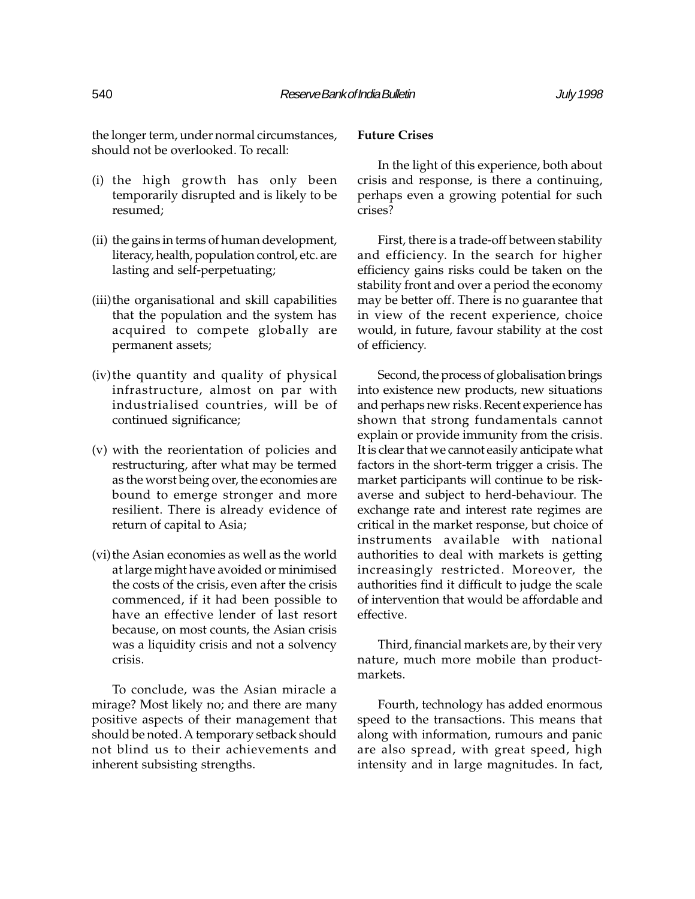the longer term, under normal circumstances, should not be overlooked. To recall:

(i) the high growth has only been temporarily disrupted and is likely to be resumed;

(ii) the gains in terms of human development, literacy, health, population control, etc. are lasting and self-perpetuating;

(iii) the organisational and skill capabilities that the population and the system has acquired to compete globally are permanent assets;

(iv) the quantity and quality of physical infrastructure, almost on par with industrialised countries, will be of continued significance;

(v) with the reorientation of policies and restructuring, after what may be termed as the worst being over, the economies are bound to emerge stronger and more resilient. There is already evidence of return of capital to Asia;

(vi) the Asian economies as well as the world at large might have avoided or minimised the costs of the crisis, even after the crisis commenced, if it had been possible to have an effective lender of last resort because, on most counts, the Asian crisis was a liquidity crisis and not a solvency crisis.

To conclude, was the Asian miracle a mirage? Most likely no; and there are many positive aspects of their management that should be noted. A temporary setback should not blind us to their achievements and inherent subsisting strengths.

**Future Crises**

In the light of this experience, both about crisis and response, is there a continuing, perhaps even a growing potential for such crises?

First, there is a trade-off between stability and efficiency. In the search for higher efficiency gains risks could be taken on the stability front and over a period the economy may be better off. There is no guarantee that in view of the recent experience, choice would, in future, favour stability at the cost of efficiency.

Second, the process of globalisation brings into existence new products, new situations and perhaps new risks. Recent experience has shown that strong fundamentals cannot explain or provide immunity from the crisis. It is clear that we cannot easily anticipate what factors in the short-term trigger a crisis. The market participants will continue to be risk-averse and subject to herd-behaviour. The exchange rate and interest rate regimes are critical in the market response, but choice of instruments available with national authorities to deal with markets is getting increasingly restricted. Moreover, the authorities find it difficult to judge the scale of intervention that would be affordable and effective.

Third, financial markets are, by their very nature, much more mobile than product-markets.

Fourth, technology has added enormous speed to the transactions. This means that along with information, rumours and panic are also spread, with great speed, high intensity and in large magnitudes. In fact,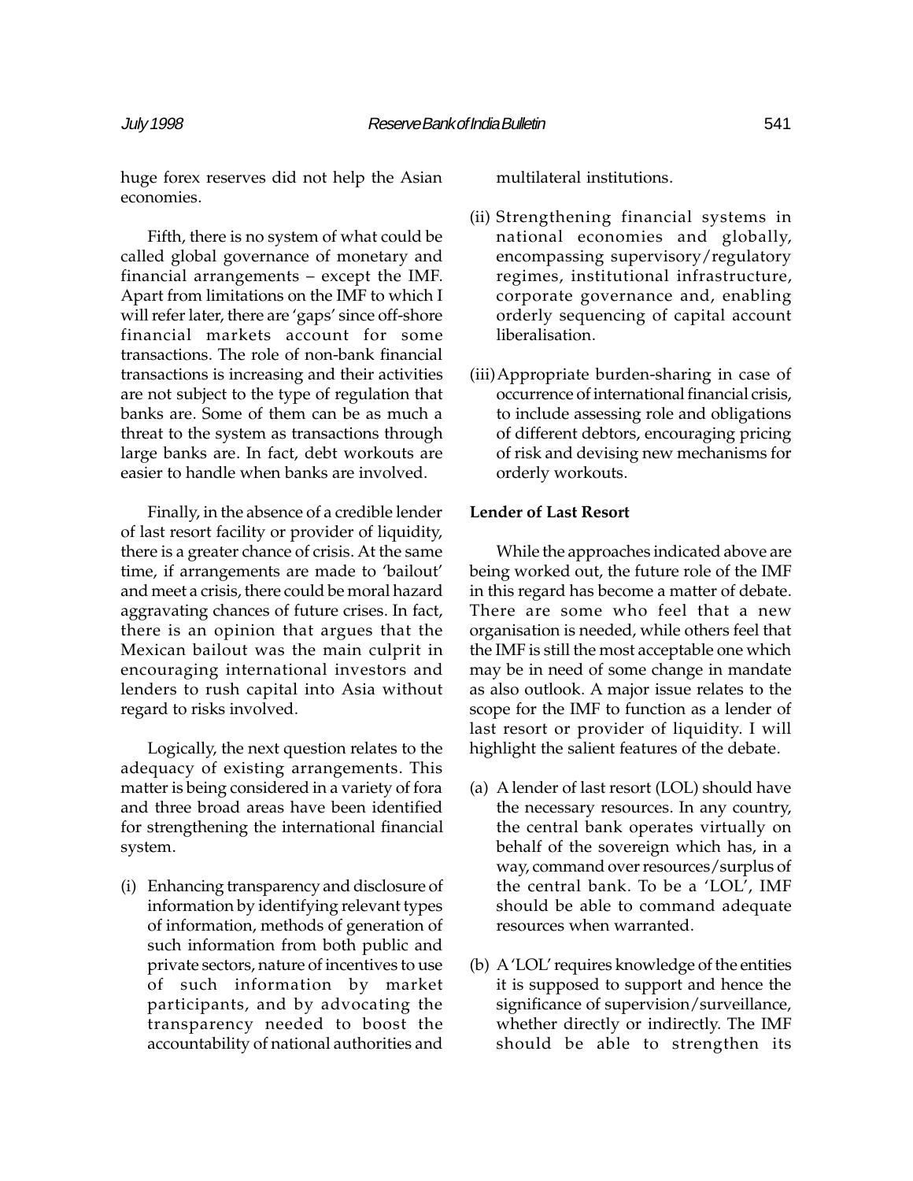huge forex reserves did not help the Asian economies.

Fifth, there is no system of what could be called global governance of monetary and financial arrangements – except the IMF. Apart from limitations on the IMF to which I will refer later, there are 'gaps' since off-shore financial markets account for some transactions. The role of non-bank financial transactions is increasing and their activities are not subject to the type of regulation that banks are. Some of them can be as much a threat to the system as transactions through large banks are. In fact, debt workouts are easier to handle when banks are involved.

Finally, in the absence of a credible lender of last resort facility or provider of liquidity, there is a greater chance of crisis. At the same time, if arrangements are made to 'bailout' and meet a crisis, there could be moral hazard aggravating chances of future crises. In fact, there is an opinion that argues that the Mexican bailout was the main culprit in encouraging international investors and lenders to rush capital into Asia without regard to risks involved.

Logically, the next question relates to the adequacy of existing arrangements. This matter is being considered in a variety of fora and three broad areas have been identified for strengthening the international financial system.

(i) Enhancing transparency and disclosure of information by identifying relevant types of information, methods of generation of such information from both public and private sectors, nature of incentives to use of such information by market participants, and by advocating the transparency needed to boost the accountability of national authorities and multilateral institutions.

(ii) Strengthening financial systems in national economies and globally, encompassing supervisory/regulatory regimes, institutional infrastructure, corporate governance and, enabling orderly sequencing of capital account liberalisation.

(iii) Appropriate burden-sharing in case of occurrence of international financial crisis, to include assessing role and obligations of different debtors, encouraging pricing of risk and devising new mechanisms for orderly workouts.

**Lender of Last Resort**

While the approaches indicated above are being worked out, the future role of the IMF in this regard has become a matter of debate. There are some who feel that a new organisation is needed, while others feel that the IMF is still the most acceptable one which may be in need of some change in mandate as also outlook. A major issue relates to the scope for the IMF to function as a lender of last resort or provider of liquidity. I will highlight the salient features of the debate.

(a) A lender of last resort (LOL) should have the necessary resources. In any country, the central bank operates virtually on behalf of the sovereign which has, in a way, command over resources/surplus of the central bank. To be a 'LOL', IMF should be able to command adequate resources when warranted.

(b) A 'LOL' requires knowledge of the entities it is supposed to support and hence the significance of supervision/surveillance, whether directly or indirectly. The IMF should be able to strengthen its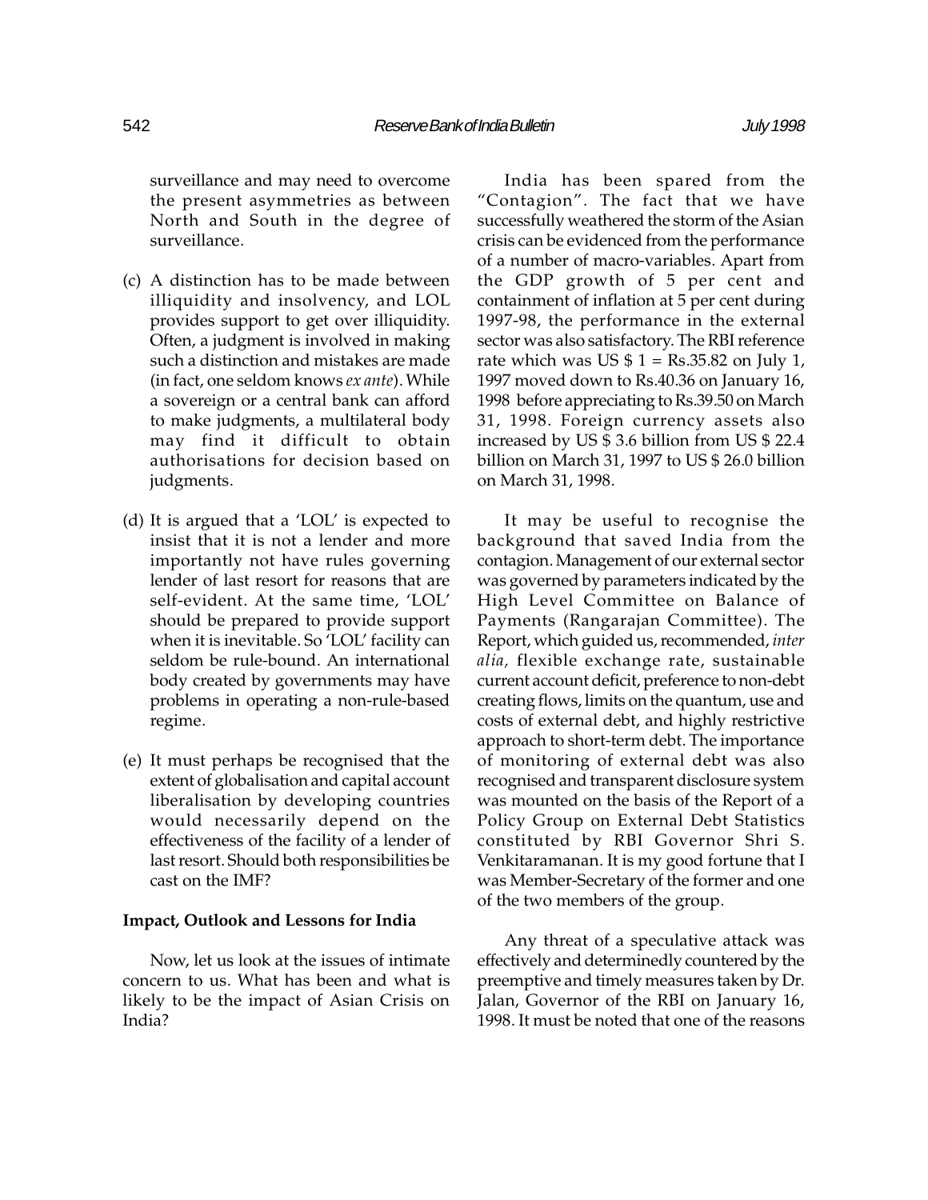surveillance and may need to overcome the present asymmetries as between North and South in the degree of surveillance.

(c) A distinction has to be made between illiquidity and insolvency, and LOL provides support to get over illiquidity. Often, a judgment is involved in making such a distinction and mistakes are made (in fact, one seldom knows *ex ante*). While a sovereign or a central bank can afford to make judgments, a multilateral body may find it difficult to obtain authorisations for decision based on judgments.

(d) It is argued that a 'LOL' is expected to insist that it is not a lender and more importantly not have rules governing lender of last resort for reasons that are self-evident. At the same time, 'LOL' should be prepared to provide support when it is inevitable. So 'LOL' facility can seldom be rule-bound. An international body created by governments may have problems in operating a non-rule-based regime.

(e) It must perhaps be recognised that the extent of globalisation and capital account liberalisation by developing countries would necessarily depend on the effectiveness of the facility of a lender of last resort. Should both responsibilities be cast on the IMF?

**Impact, Outlook and Lessons for India**

Now, let us look at the issues of intimate concern to us. What has been and what is likely to be the impact of Asian Crisis on India?

India has been spared from the "Contagion". The fact that we have successfully weathered the storm of the Asian crisis can be evidenced from the performance of a number of macro-variables. Apart from the GDP growth of 5 per cent and containment of inflation at 5 per cent during 1997-98, the performance in the external sector was also satisfactory. The RBI reference rate which was US $ 1 = Rs.35.82 on July 1, 1997 moved down to Rs.40.36 on January 16, 1998 before appreciating to Rs.39.50 on March 31, 1998. Foreign currency assets also increased by US $ 3.6 billion from US $ 22.4 billion on March 31, 1997 to US $ 26.0 billion on March 31, 1998.

It may be useful to recognise the background that saved India from the contagion. Management of our external sector was governed by parameters indicated by the High Level Committee on Balance of Payments (Rangarajan Committee). The Report, which guided us, recommended, *inter alia*, flexible exchange rate, sustainable current account deficit, preference to non-debt creating flows, limits on the quantum, use and costs of external debt, and highly restrictive approach to short-term debt. The importance of monitoring of external debt was also recognised and transparent disclosure system was mounted on the basis of the Report of a Policy Group on External Debt Statistics constituted by RBI Governor Shri S. Venkitaramanan. It is my good fortune that I was Member-Secretary of the former and one of the two members of the group.

Any threat of a speculative attack was effectively and determinedly countered by the preemptive and timely measures taken by Dr. Jalan, Governor of the RBI on January 16, 1998. It must be noted that one of the reasons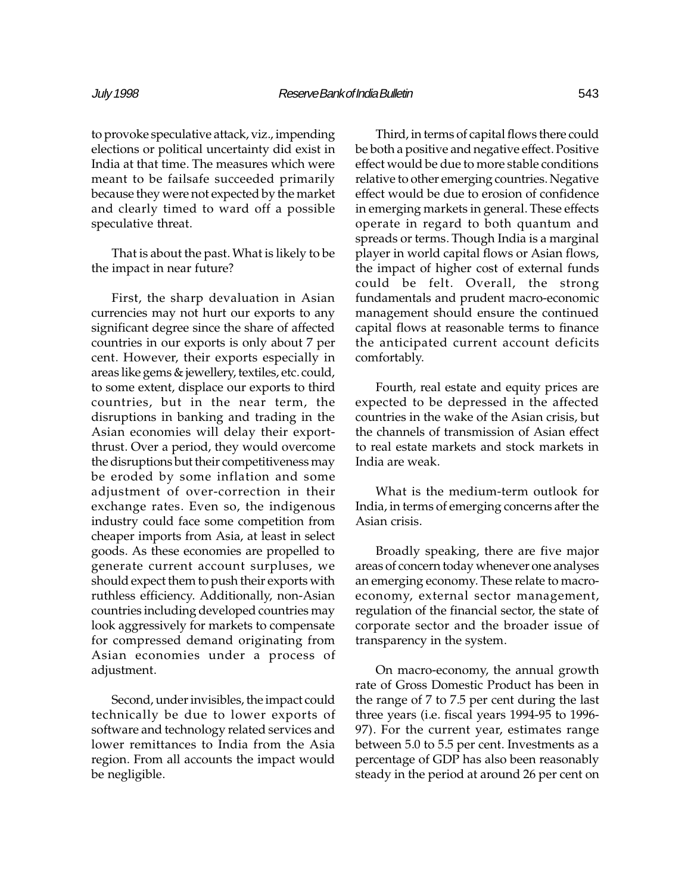to provoke speculative attack, viz., impending elections or political uncertainty did exist in India at that time. The measures which were meant to be failsafe succeeded primarily because they were not expected by the market and clearly timed to ward off a possible speculative threat.

That is about the past. What is likely to be the impact in near future?

First, the sharp devaluation in Asian currencies may not hurt our exports to any significant degree since the share of affected countries in our exports is only about 7 per cent. However, their exports especially in areas like gems & jewellery, textiles, etc. could, to some extent, displace our exports to third countries, but in the near term, the disruptions in banking and trading in the Asian economies will delay their export-thrust. Over a period, they would overcome the disruptions but their competitiveness may be eroded by some inflation and some adjustment of over-correction in their exchange rates. Even so, the indigenous industry could face some competition from cheaper imports from Asia, at least in select goods. As these economies are propelled to generate current account surpluses, we should expect them to push their exports with ruthless efficiency. Additionally, non-Asian countries including developed countries may look aggressively for markets to compensate for compressed demand originating from Asian economies under a process of adjustment.

Second, under invisibles, the impact could technically be due to lower exports of software and technology related services and lower remittances to India from the Asia region. From all accounts the impact would be negligible.

Third, in terms of capital flows there could be both a positive and negative effect. Positive effect would be due to more stable conditions relative to other emerging countries. Negative effect would be due to erosion of confidence in emerging markets in general. These effects operate in regard to both quantum and spreads or terms. Though India is a marginal player in world capital flows or Asian flows, the impact of higher cost of external funds could be felt. Overall, the strong fundamentals and prudent macro-economic management should ensure the continued capital flows at reasonable terms to finance the anticipated current account deficits comfortably.

Fourth, real estate and equity prices are expected to be depressed in the affected countries in the wake of the Asian crisis, but the channels of transmission of Asian effect to real estate markets and stock markets in India are weak.

What is the medium-term outlook for India, in terms of emerging concerns after the Asian crisis.

Broadly speaking, there are five major areas of concern today whenever one analyses an emerging economy. These relate to macro-economy, external sector management, regulation of the financial sector, the state of corporate sector and the broader issue of transparency in the system.

On macro-economy, the annual growth rate of Gross Domestic Product has been in the range of 7 to 7.5 per cent during the last three years (i.e. fiscal years 1994-95 to 1996-97). For the current year, estimates range between 5.0 to 5.5 per cent. Investments as a percentage of GDP has also been reasonably steady in the period at around 26 per cent on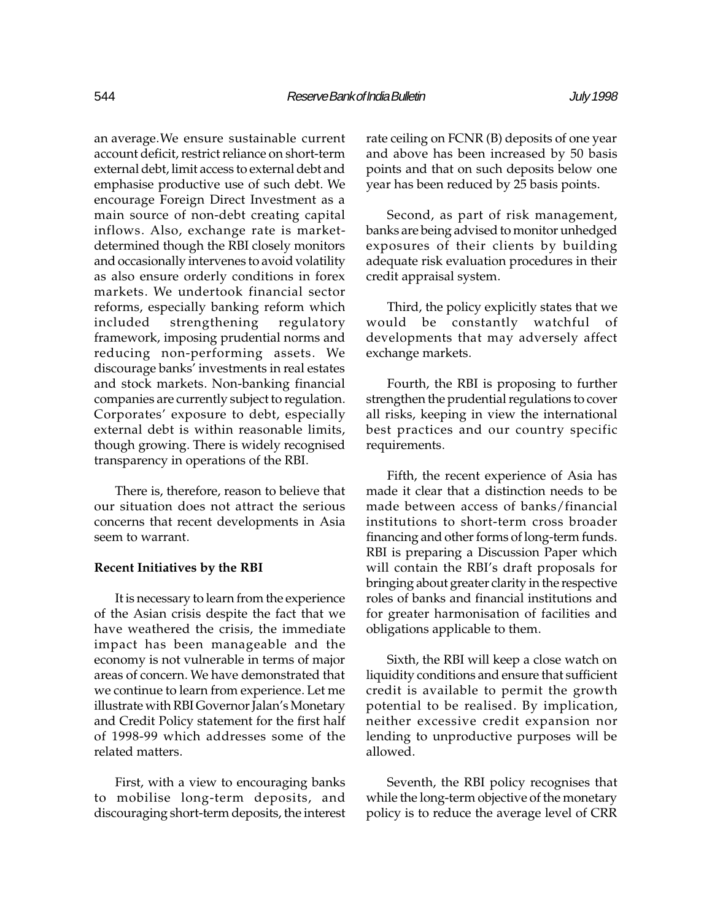an average. We ensure sustainable current account deficit, restrict reliance on short-term external debt, limit access to external debt and emphasise productive use of such debt. We encourage Foreign Direct Investment as a main source of non-debt creating capital inflows. Also, exchange rate is market-determined though the RBI closely monitors and occasionally intervenes to avoid volatility as also ensure orderly conditions in forex markets. We undertook financial sector reforms, especially banking reform which included strengthening regulatory framework, imposing prudential norms and reducing non-performing assets. We discourage banks' investments in real estates and stock markets. Non-banking financial companies are currently subject to regulation. Corporates' exposure to debt, especially external debt is within reasonable limits, though growing. There is widely recognised transparency in operations of the RBI.

There is, therefore, reason to believe that our situation does not attract the serious concerns that recent developments in Asia seem to warrant.

**Recent Initiatives by the RBI**

It is necessary to learn from the experience of the Asian crisis despite the fact that we have weathered the crisis, the immediate impact has been manageable and the economy is not vulnerable in terms of major areas of concern. We have demonstrated that we continue to learn from experience. Let me illustrate with RBI Governor Jalan's Monetary and Credit Policy statement for the first half of 1998-99 which addresses some of the related matters.

First, with a view to encouraging banks to mobilise long-term deposits, and discouraging short-term deposits, the interest rate ceiling on FCNR (B) deposits of one year and above has been increased by 50 basis points and that on such deposits below one year has been reduced by 25 basis points.

Second, as part of risk management, banks are being advised to monitor unhedged exposures of their clients by building adequate risk evaluation procedures in their credit appraisal system.

Third, the policy explicitly states that we would be constantly watchful of developments that may adversely affect exchange markets.

Fourth, the RBI is proposing to further strengthen the prudential regulations to cover all risks, keeping in view the international best practices and our country specific requirements.

Fifth, the recent experience of Asia has made it clear that a distinction needs to be made between access of banks/financial institutions to short-term cross broader financing and other forms of long-term funds. RBI is preparing a Discussion Paper which will contain the RBI's draft proposals for bringing about greater clarity in the respective roles of banks and financial institutions and for greater harmonisation of facilities and obligations applicable to them.

Sixth, the RBI will keep a close watch on liquidity conditions and ensure that sufficient credit is available to permit the growth potential to be realised. By implication, neither excessive credit expansion nor lending to unproductive purposes will be allowed.

Seventh, the RBI policy recognises that while the long-term objective of the monetary policy is to reduce the average level of CRR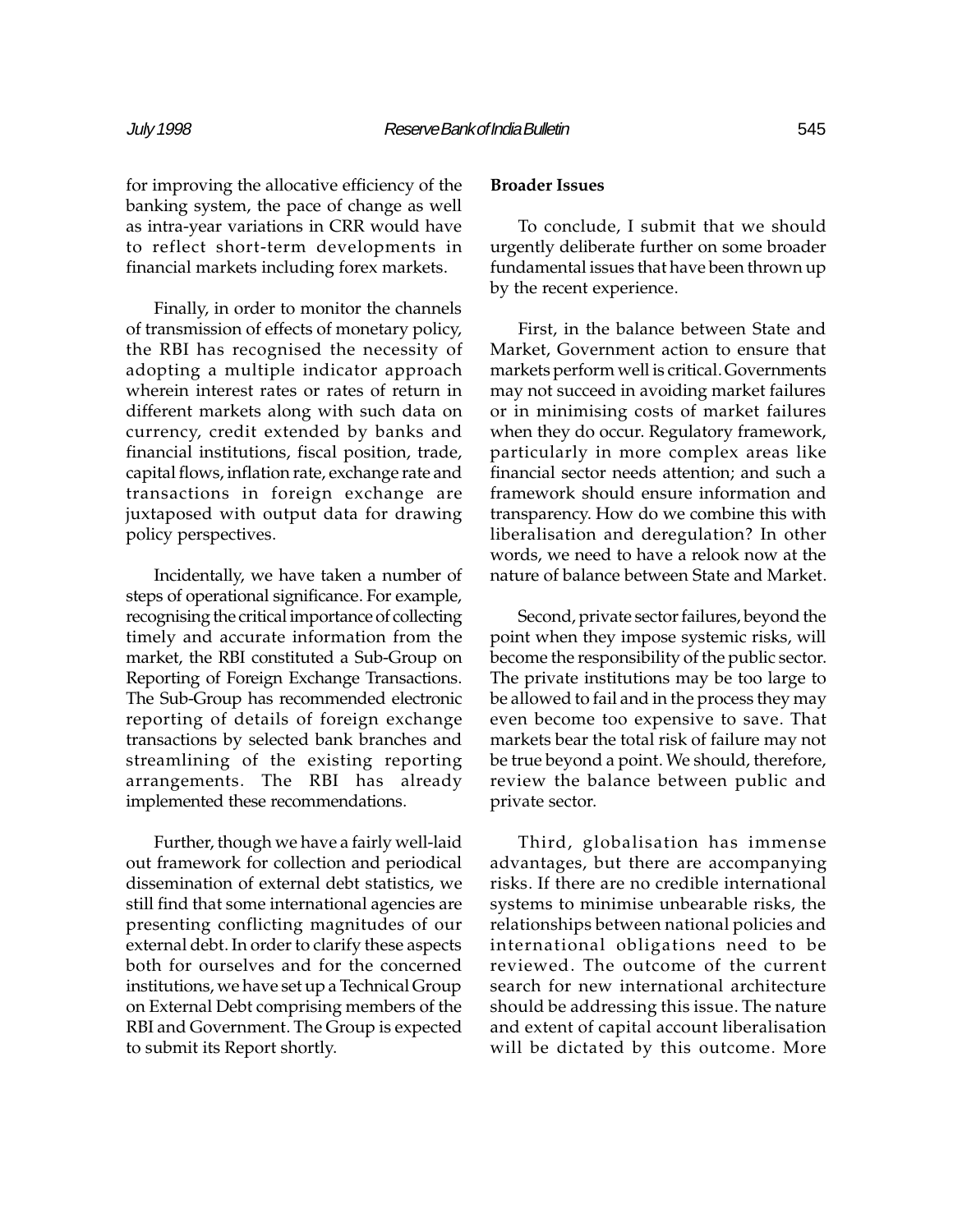for improving the allocative efficiency of the banking system, the pace of change as well as intra-year variations in CRR would have to reflect short-term developments in financial markets including forex markets.

Finally, in order to monitor the channels of transmission of effects of monetary policy, the RBI has recognised the necessity of adopting a multiple indicator approach wherein interest rates or rates of return in different markets along with such data on currency, credit extended by banks and financial institutions, fiscal position, trade, capital flows, inflation rate, exchange rate and transactions in foreign exchange are juxtaposed with output data for drawing policy perspectives.

Incidentally, we have taken a number of steps of operational significance. For example, recognising the critical importance of collecting timely and accurate information from the market, the RBI constituted a Sub-Group on Reporting of Foreign Exchange Transactions. The Sub-Group has recommended electronic reporting of details of foreign exchange transactions by selected bank branches and streamlining of the existing reporting arrangements. The RBI has already implemented these recommendations.

Further, though we have a fairly well-laid out framework for collection and periodical dissemination of external debt statistics, we still find that some international agencies are presenting conflicting magnitudes of our external debt. In order to clarify these aspects both for ourselves and for the concerned institutions, we have set up a Technical Group on External Debt comprising members of the RBI and Government. The Group is expected to submit its Report shortly.

**Broader Issues**

To conclude, I submit that we should urgently deliberate further on some broader fundamental issues that have been thrown up by the recent experience.

First, in the balance between State and Market, Government action to ensure that markets perform well is critical. Governments may not succeed in avoiding market failures or in minimising costs of market failures when they do occur. Regulatory framework, particularly in more complex areas like financial sector needs attention; and such a framework should ensure information and transparency. How do we combine this with liberalisation and deregulation? In other words, we need to have a relook now at the nature of balance between State and Market.

Second, private sector failures, beyond the point when they impose systemic risks, will become the responsibility of the public sector. The private institutions may be too large to be allowed to fail and in the process they may even become too expensive to save. That markets bear the total risk of failure may not be true beyond a point. We should, therefore, review the balance between public and private sector.

Third, globalisation has immense advantages, but there are accompanying risks. If there are no credible international systems to minimise unbearable risks, the relationships between national policies and international obligations need to be reviewed. The outcome of the current search for new international architecture should be addressing this issue. The nature and extent of capital account liberalisation will be dictated by this outcome. More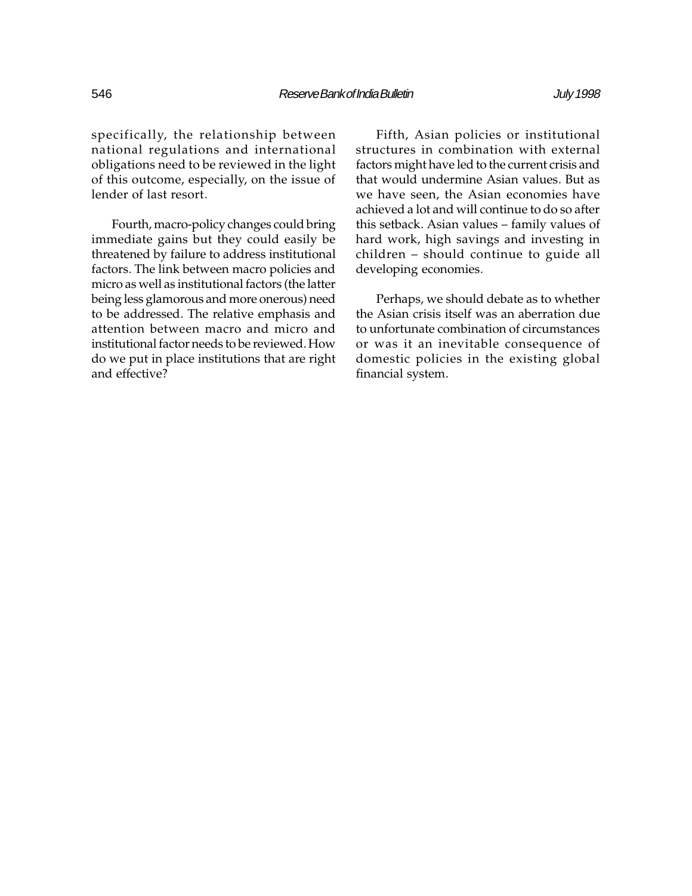specifically, the relationship between national regulations and international obligations need to be reviewed in the light of this outcome, especially, on the issue of lender of last resort.

Fourth, macro-policy changes could bring immediate gains but they could easily be threatened by failure to address institutional factors. The link between macro policies and micro as well as institutional factors (the latter being less glamorous and more onerous) need to be addressed. The relative emphasis and attention between macro and micro and institutional factor needs to be reviewed. How do we put in place institutions that are right and effective?

Fifth, Asian policies or institutional structures in combination with external factors might have led to the current crisis and that would undermine Asian values. But as we have seen, the Asian economies have achieved a lot and will continue to do so after this setback. Asian values – family values of hard work, high savings and investing in children – should continue to guide all developing economies.

Perhaps, we should debate as to whether the Asian crisis itself was an aberration due to unfortunate combination of circumstances or was it an inevitable consequence of domestic policies in the existing global financial system.